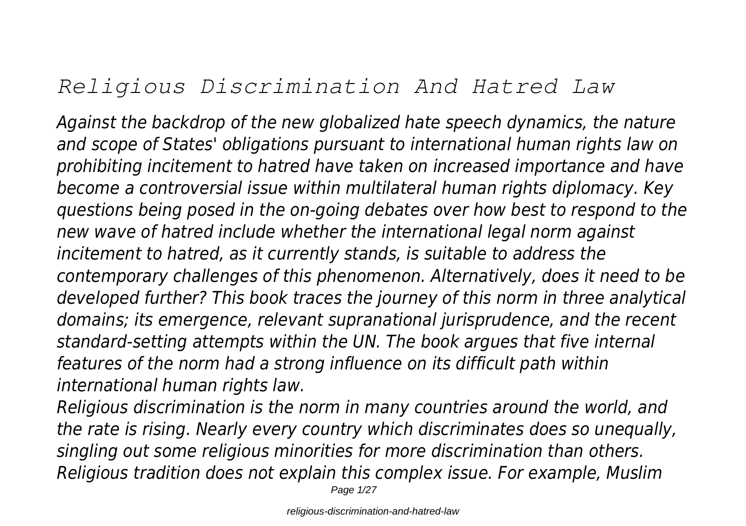# *Religious Discrimination And Hatred Law*

*Against the backdrop of the new globalized hate speech dynamics, the nature and scope of States' obligations pursuant to international human rights law on prohibiting incitement to hatred have taken on increased importance and have become a controversial issue within multilateral human rights diplomacy. Key questions being posed in the on-going debates over how best to respond to the new wave of hatred include whether the international legal norm against incitement to hatred, as it currently stands, is suitable to address the contemporary challenges of this phenomenon. Alternatively, does it need to be developed further? This book traces the journey of this norm in three analytical domains; its emergence, relevant supranational jurisprudence, and the recent standard-setting attempts within the UN. The book argues that five internal features of the norm had a strong influence on its difficult path within international human rights law.*

*Religious discrimination is the norm in many countries around the world, and the rate is rising. Nearly every country which discriminates does so unequally, singling out some religious minorities for more discrimination than others. Religious tradition does not explain this complex issue. For example, Muslim*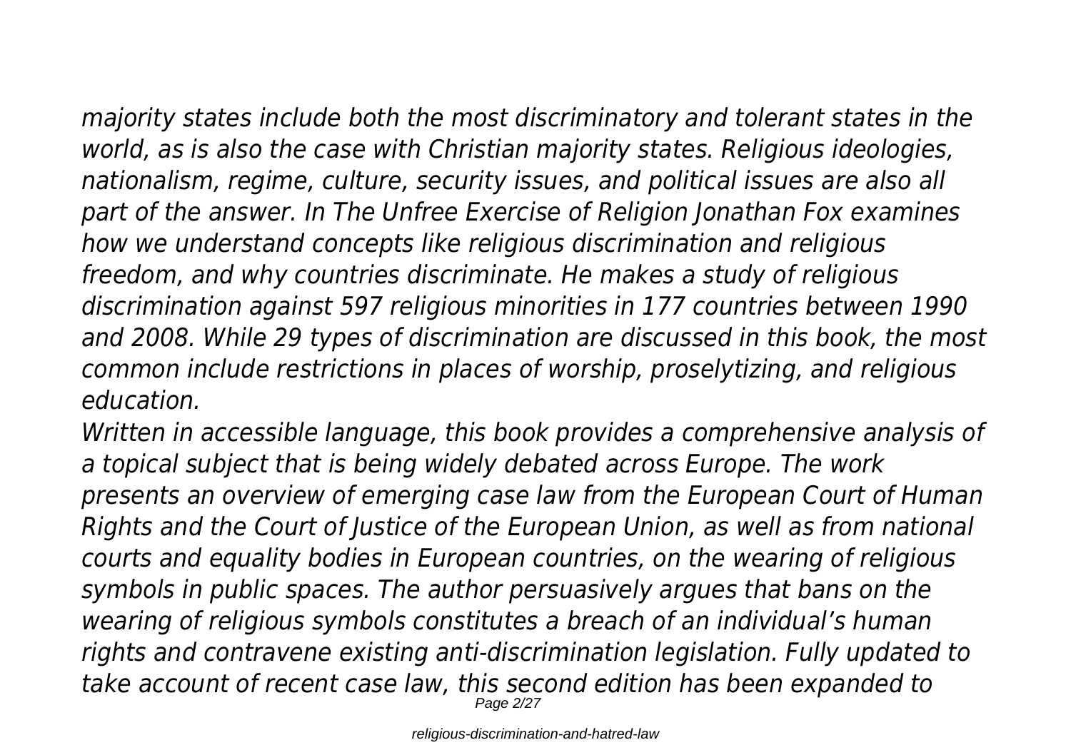*majority states include both the most discriminatory and tolerant states in the world, as is also the case with Christian majority states. Religious ideologies, nationalism, regime, culture, security issues, and political issues are also all part of the answer. In The Unfree Exercise of Religion Jonathan Fox examines how we understand concepts like religious discrimination and religious freedom, and why countries discriminate. He makes a study of religious discrimination against 597 religious minorities in 177 countries between 1990 and 2008. While 29 types of discrimination are discussed in this book, the most common include restrictions in places of worship, proselytizing, and religious education.*

*Written in accessible language, this book provides a comprehensive analysis of a topical subject that is being widely debated across Europe. The work presents an overview of emerging case law from the European Court of Human Rights and the Court of Justice of the European Union, as well as from national courts and equality bodies in European countries, on the wearing of religious symbols in public spaces. The author persuasively argues that bans on the wearing of religious symbols constitutes a breach of an individual's human rights and contravene existing anti-discrimination legislation. Fully updated to take account of recent case law, this second edition has been expanded to*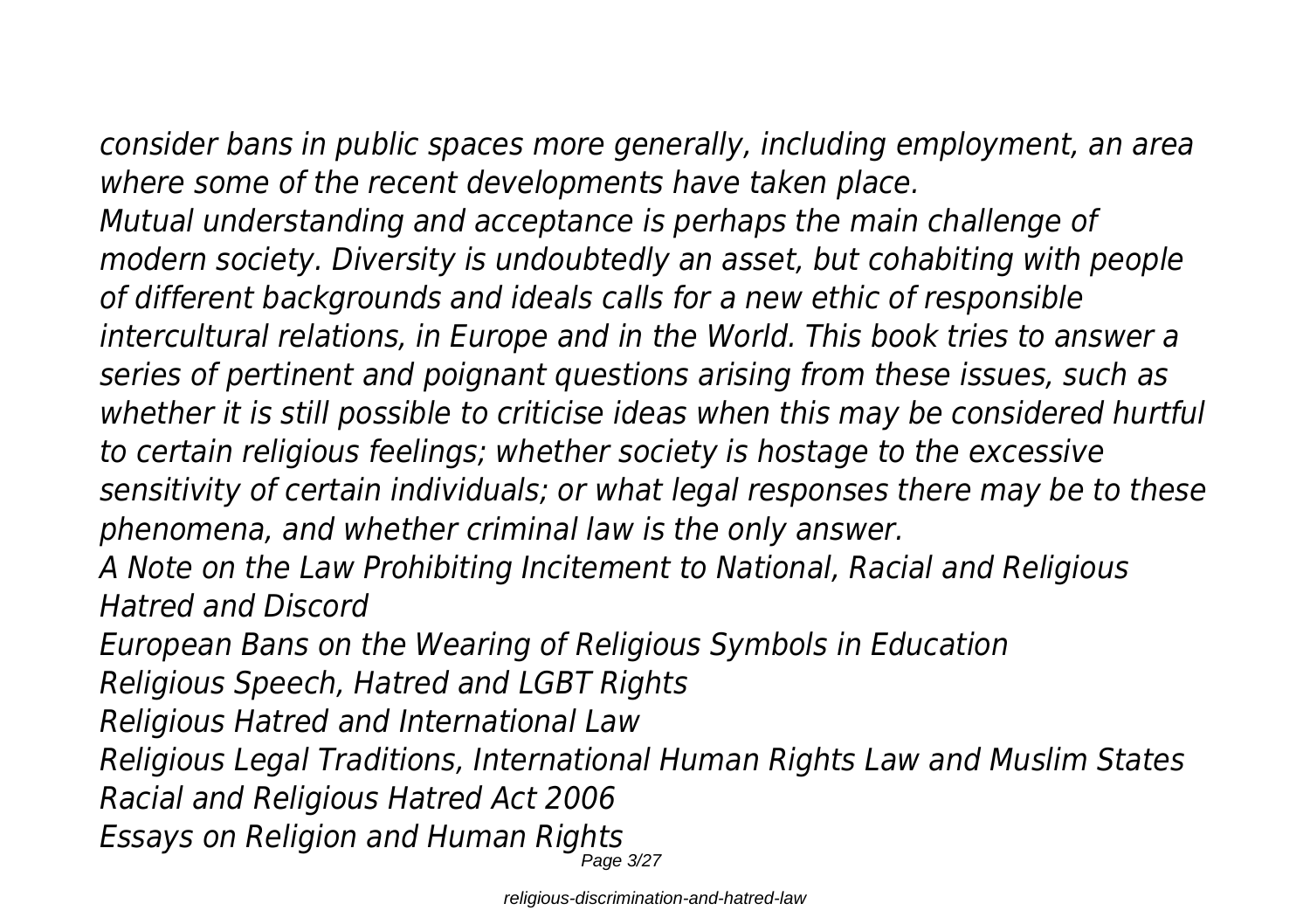*consider bans in public spaces more generally, including employment, an area where some of the recent developments have taken place.*

*Mutual understanding and acceptance is perhaps the main challenge of modern society. Diversity is undoubtedly an asset, but cohabiting with people of different backgrounds and ideals calls for a new ethic of responsible intercultural relations, in Europe and in the World. This book tries to answer a series of pertinent and poignant questions arising from these issues, such as whether it is still possible to criticise ideas when this may be considered hurtful to certain religious feelings; whether society is hostage to the excessive sensitivity of certain individuals; or what legal responses there may be to these phenomena, and whether criminal law is the only answer.*

*A Note on the Law Prohibiting Incitement to National, Racial and Religious Hatred and Discord*

*European Bans on the Wearing of Religious Symbols in Education*

*Religious Speech, Hatred and LGBT Rights*

*Religious Hatred and International Law*

*Religious Legal Traditions, International Human Rights Law and Muslim States*

*Racial and Religious Hatred Act 2006*

*Essays on Religion and Human Rights*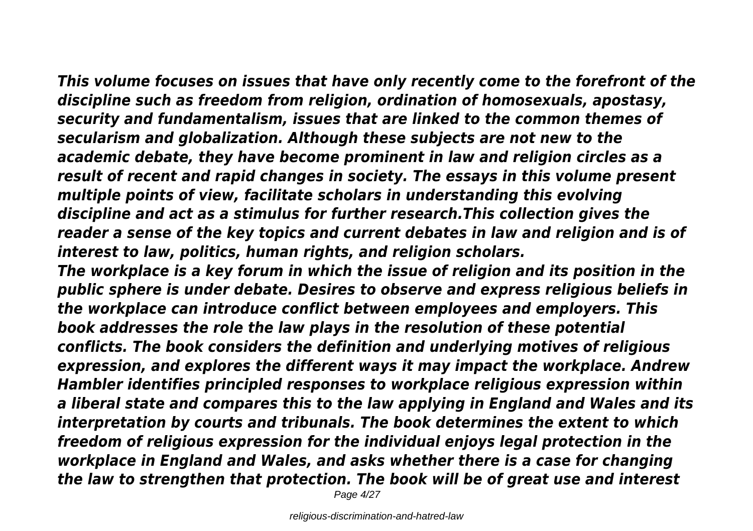*This volume focuses on issues that have only recently come to the forefront of the discipline such as freedom from religion, ordination of homosexuals, apostasy, security and fundamentalism, issues that are linked to the common themes of secularism and globalization. Although these subjects are not new to the academic debate, they have become prominent in law and religion circles as a result of recent and rapid changes in society. The essays in this volume present multiple points of view, facilitate scholars in understanding this evolving discipline and act as a stimulus for further research.This collection gives the reader a sense of the key topics and current debates in law and religion and is of interest to law, politics, human rights, and religion scholars.*

*The workplace is a key forum in which the issue of religion and its position in the public sphere is under debate. Desires to observe and express religious beliefs in the workplace can introduce conflict between employees and employers. This book addresses the role the law plays in the resolution of these potential conflicts. The book considers the definition and underlying motives of religious expression, and explores the different ways it may impact the workplace. Andrew Hambler identifies principled responses to workplace religious expression within a liberal state and compares this to the law applying in England and Wales and its interpretation by courts and tribunals. The book determines the extent to which freedom of religious expression for the individual enjoys legal protection in the workplace in England and Wales, and asks whether there is a case for changing the law to strengthen that protection. The book will be of great use and interest*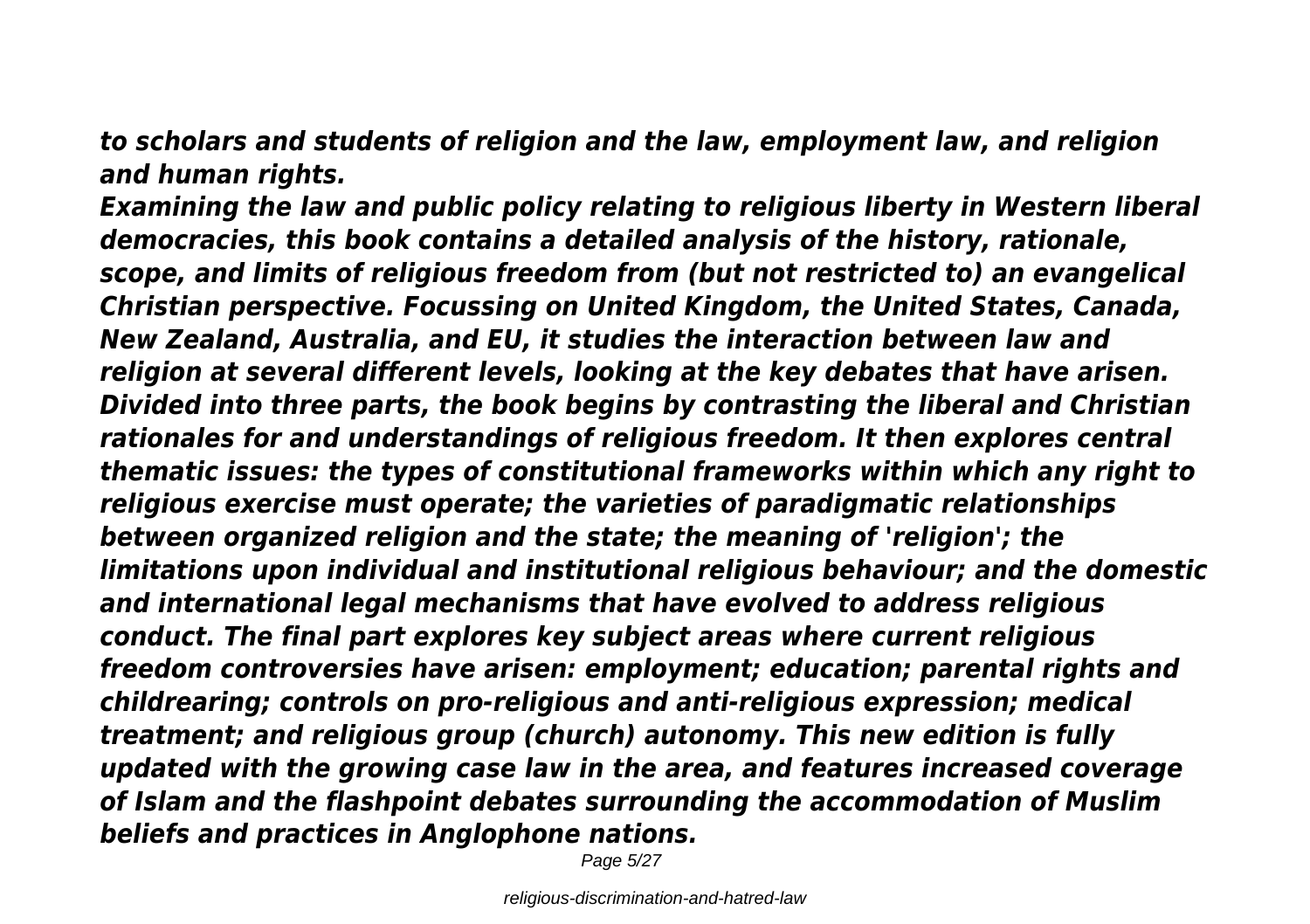*to scholars and students of religion and the law, employment law, and religion and human rights.*

***Examining the law and public policy relating to religious liberty in Western liberal democracies, this book contains a detailed analysis of the history, rationale, scope, and limits of religious freedom from (but not restricted to) an evangelical Christian perspective. Focussing on United Kingdom, the United States, Canada, New Zealand, Australia, and EU, it studies the interaction between law and religion at several different levels, looking at the key debates that have arisen. Divided into three parts, the book begins by contrasting the liberal and Christian rationales for and understandings of religious freedom. It then explores central thematic issues: the types of constitutional frameworks within which any right to religious exercise must operate; the varieties of paradigmatic relationships between organized religion and the state; the meaning of 'religion'; the limitations upon individual and institutional religious behaviour; and the domestic and international legal mechanisms that have evolved to address religious conduct. The final part explores key subject areas where current religious freedom controversies have arisen: employment; education; parental rights and childrearing; controls on pro-religious and anti-religious expression; medical treatment; and religious group (church) autonomy. This new edition is fully updated with the growing case law in the area, and features increased coverage of Islam and the flashpoint debates surrounding the accommodation of Muslim beliefs and practices in Anglophone nations.***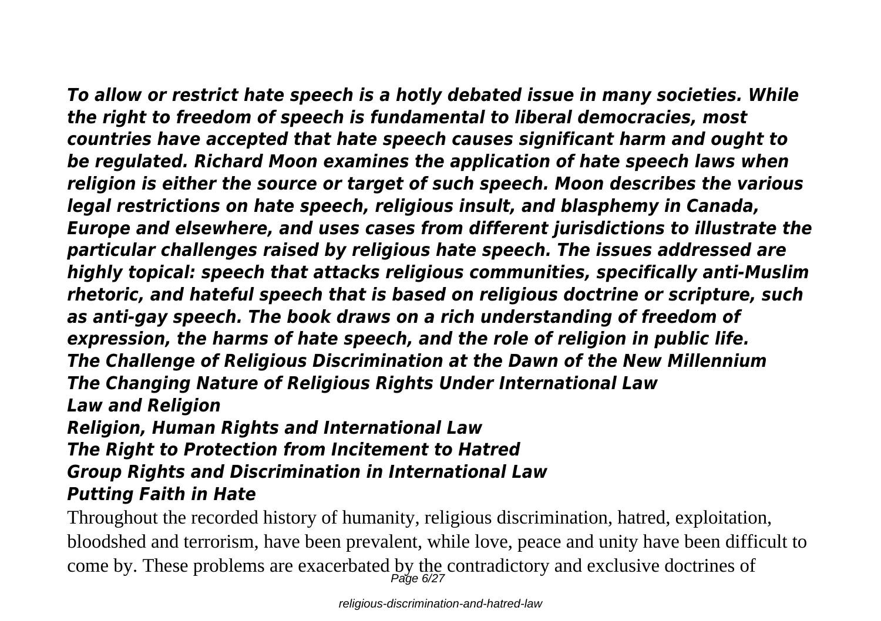*To allow or restrict hate speech is a hotly debated issue in many societies. While the right to freedom of speech is fundamental to liberal democracies, most countries have accepted that hate speech causes significant harm and ought to be regulated. Richard Moon examines the application of hate speech laws when religion is either the source or target of such speech. Moon describes the various legal restrictions on hate speech, religious insult, and blasphemy in Canada, Europe and elsewhere, and uses cases from different jurisdictions to illustrate the particular challenges raised by religious hate speech. The issues addressed are highly topical: speech that attacks religious communities, specifically anti-Muslim rhetoric, and hateful speech that is based on religious doctrine or scripture, such as anti-gay speech. The book draws on a rich understanding of freedom of expression, the harms of hate speech, and the role of religion in public life.*

*The Challenge of Religious Discrimination at the Dawn of the New Millennium*

*The Changing Nature of Religious Rights Under International Law*

*Law and Religion*

*Religion, Human Rights and International Law*

*The Right to Protection from Incitement to Hatred*

*Group Rights and Discrimination in International Law*

*Putting Faith in Hate*

Throughout the recorded history of humanity, religious discrimination, hatred, exploitation, bloodshed and terrorism, have been prevalent, while love, peace and unity have been difficult to come by. These problems are exacerbated by the contradictory and exclusive doctrines of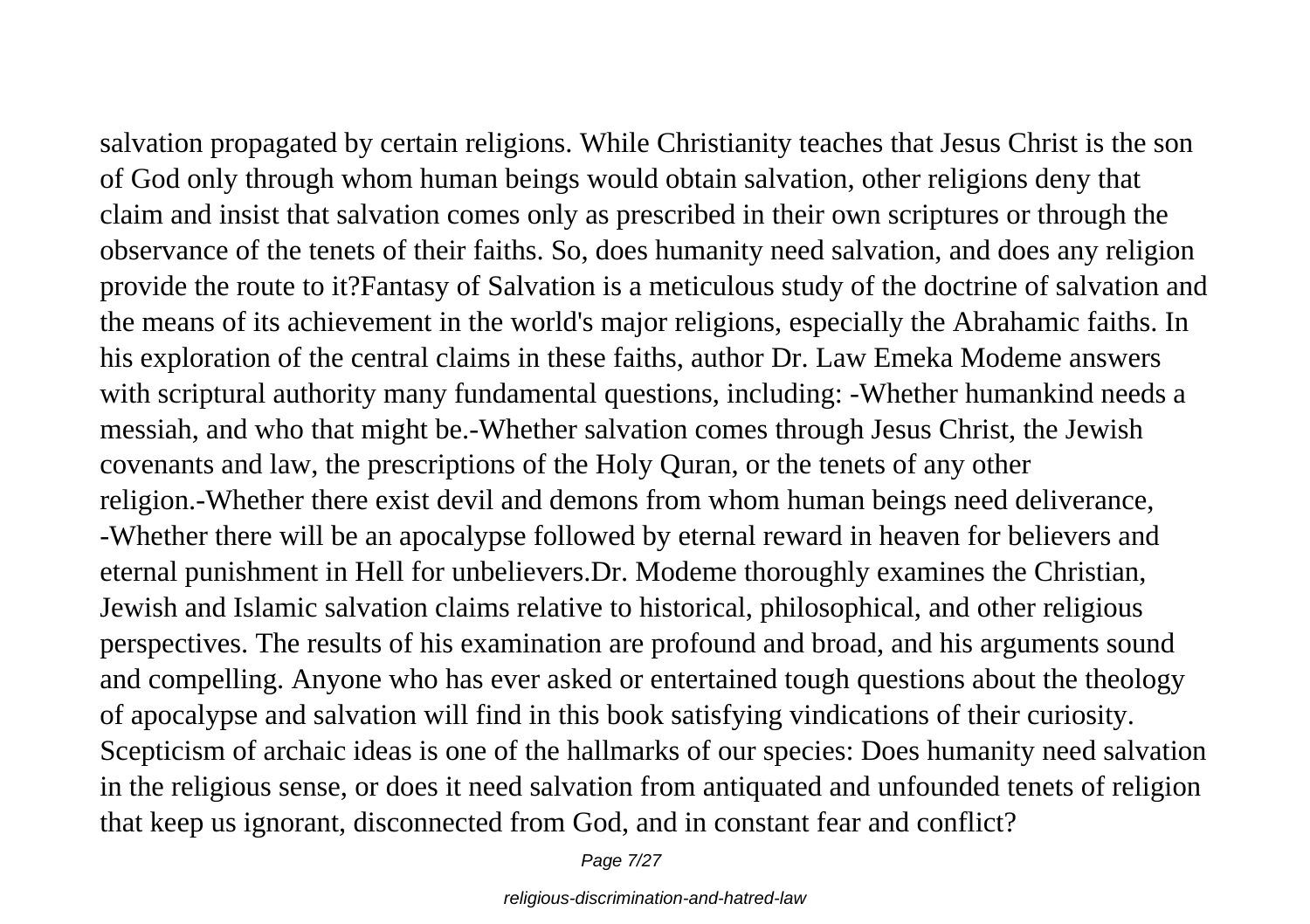salvation propagated by certain religions. While Christianity teaches that Jesus Christ is the son of God only through whom human beings would obtain salvation, other religions deny that claim and insist that salvation comes only as prescribed in their own scriptures or through the observance of the tenets of their faiths. So, does humanity need salvation, and does any religion provide the route to it?Fantasy of Salvation is a meticulous study of the doctrine of salvation and the means of its achievement in the world's major religions, especially the Abrahamic faiths. In his exploration of the central claims in these faiths, author Dr. Law Emeka Modeme answers with scriptural authority many fundamental questions, including: -Whether humankind needs a messiah, and who that might be.-Whether salvation comes through Jesus Christ, the Jewish covenants and law, the prescriptions of the Holy Quran, or the tenets of any other religion.-Whether there exist devil and demons from whom human beings need deliverance, -Whether there will be an apocalypse followed by eternal reward in heaven for believers and eternal punishment in Hell for unbelievers.Dr. Modeme thoroughly examines the Christian, Jewish and Islamic salvation claims relative to historical, philosophical, and other religious perspectives. The results of his examination are profound and broad, and his arguments sound and compelling. Anyone who has ever asked or entertained tough questions about the theology of apocalypse and salvation will find in this book satisfying vindications of their curiosity. Scepticism of archaic ideas is one of the hallmarks of our species: Does humanity need salvation in the religious sense, or does it need salvation from antiquated and unfounded tenets of religion that keep us ignorant, disconnected from God, and in constant fear and conflict?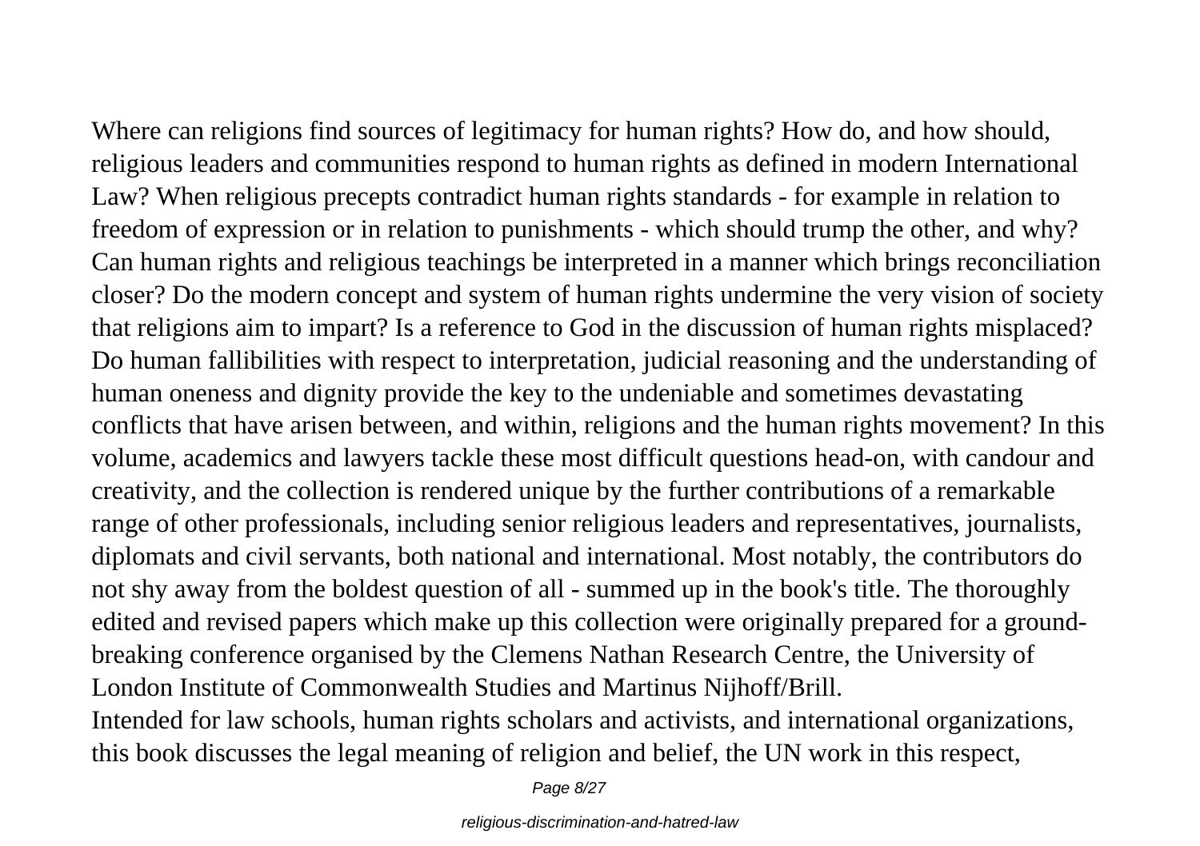Where can religions find sources of legitimacy for human rights? How do, and how should, religious leaders and communities respond to human rights as defined in modern International Law? When religious precepts contradict human rights standards - for example in relation to freedom of expression or in relation to punishments - which should trump the other, and why? Can human rights and religious teachings be interpreted in a manner which brings reconciliation closer? Do the modern concept and system of human rights undermine the very vision of society that religions aim to impart? Is a reference to God in the discussion of human rights misplaced? Do human fallibilities with respect to interpretation, judicial reasoning and the understanding of human oneness and dignity provide the key to the undeniable and sometimes devastating conflicts that have arisen between, and within, religions and the human rights movement? In this volume, academics and lawyers tackle these most difficult questions head-on, with candour and creativity, and the collection is rendered unique by the further contributions of a remarkable range of other professionals, including senior religious leaders and representatives, journalists, diplomats and civil servants, both national and international. Most notably, the contributors do not shy away from the boldest question of all - summed up in the book's title. The thoroughly edited and revised papers which make up this collection were originally prepared for a ground-breaking conference organised by the Clemens Nathan Research Centre, the University of London Institute of Commonwealth Studies and Martinus Nijhoff/Brill.

Intended for law schools, human rights scholars and activists, and international organizations, this book discusses the legal meaning of religion and belief, the UN work in this respect,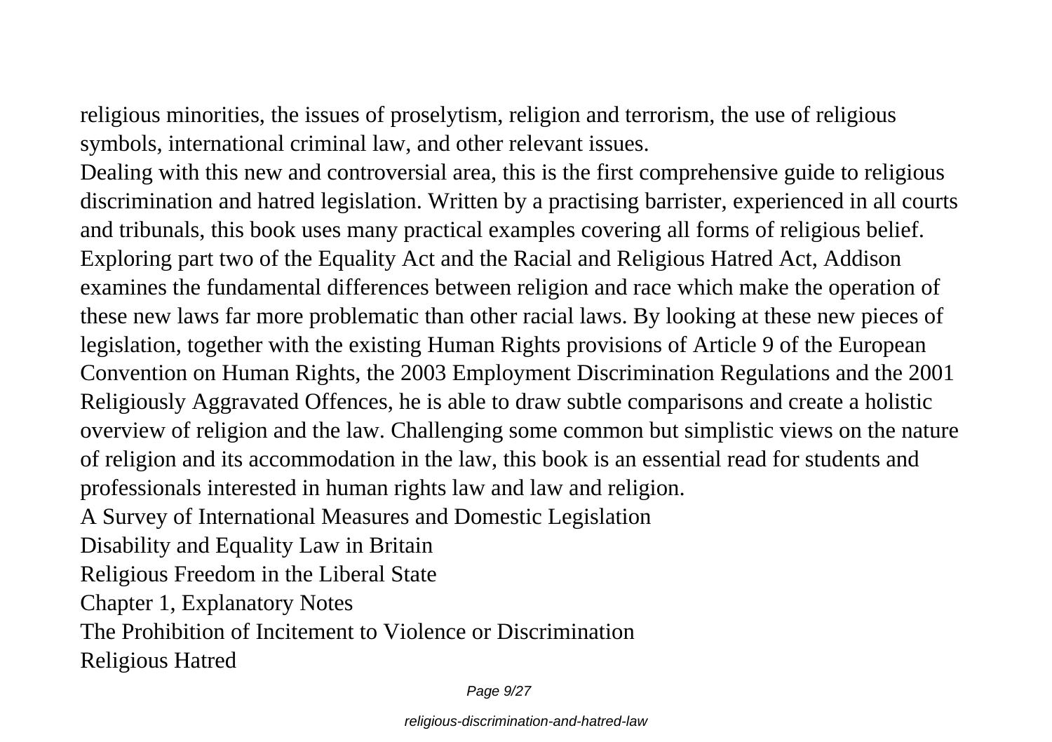religious minorities, the issues of proselytism, religion and terrorism, the use of religious symbols, international criminal law, and other relevant issues.

Dealing with this new and controversial area, this is the first comprehensive guide to religious discrimination and hatred legislation. Written by a practising barrister, experienced in all courts and tribunals, this book uses many practical examples covering all forms of religious belief. Exploring part two of the Equality Act and the Racial and Religious Hatred Act, Addison examines the fundamental differences between religion and race which make the operation of these new laws far more problematic than other racial laws. By looking at these new pieces of legislation, together with the existing Human Rights provisions of Article 9 of the European Convention on Human Rights, the 2003 Employment Discrimination Regulations and the 2001 Religiously Aggravated Offences, he is able to draw subtle comparisons and create a holistic overview of religion and the law. Challenging some common but simplistic views on the nature of religion and its accommodation in the law, this book is an essential read for students and professionals interested in human rights law and law and religion.

A Survey of International Measures and Domestic Legislation

Disability and Equality Law in Britain

Religious Freedom in the Liberal State

Chapter 1, Explanatory Notes

The Prohibition of Incitement to Violence or Discrimination

Religious Hatred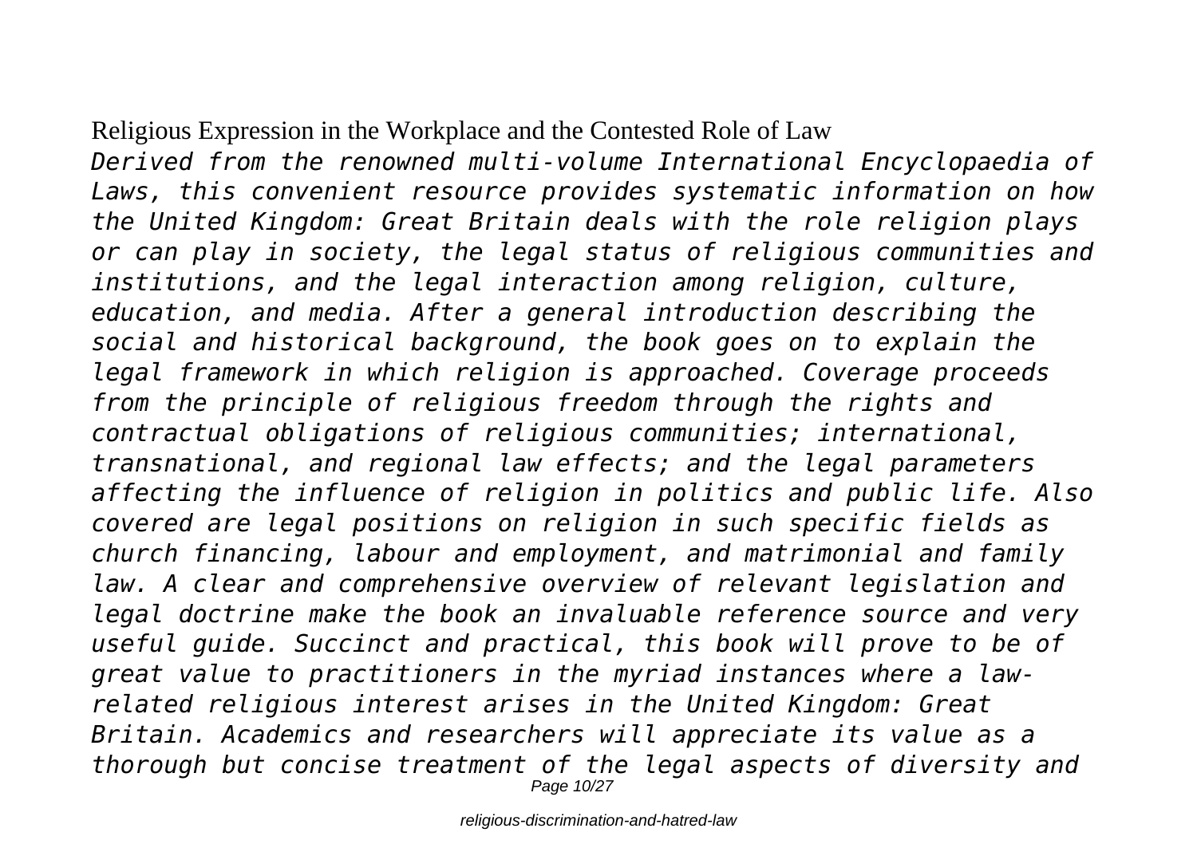Religious Expression in the Workplace and the Contested Role of Law

*Derived from the renowned multi-volume International Encyclopaedia of Laws, this convenient resource provides systematic information on how the United Kingdom: Great Britain deals with the role religion plays or can play in society, the legal status of religious communities and institutions, and the legal interaction among religion, culture, education, and media. After a general introduction describing the social and historical background, the book goes on to explain the legal framework in which religion is approached. Coverage proceeds from the principle of religious freedom through the rights and contractual obligations of religious communities; international, transnational, and regional law effects; and the legal parameters affecting the influence of religion in politics and public life. Also covered are legal positions on religion in such specific fields as church financing, labour and employment, and matrimonial and family law. A clear and comprehensive overview of relevant legislation and legal doctrine make the book an invaluable reference source and very useful guide. Succinct and practical, this book will prove to be of great value to practitioners in the myriad instances where a law-related religious interest arises in the United Kingdom: Great Britain. Academics and researchers will appreciate its value as a thorough but concise treatment of the legal aspects of diversity and*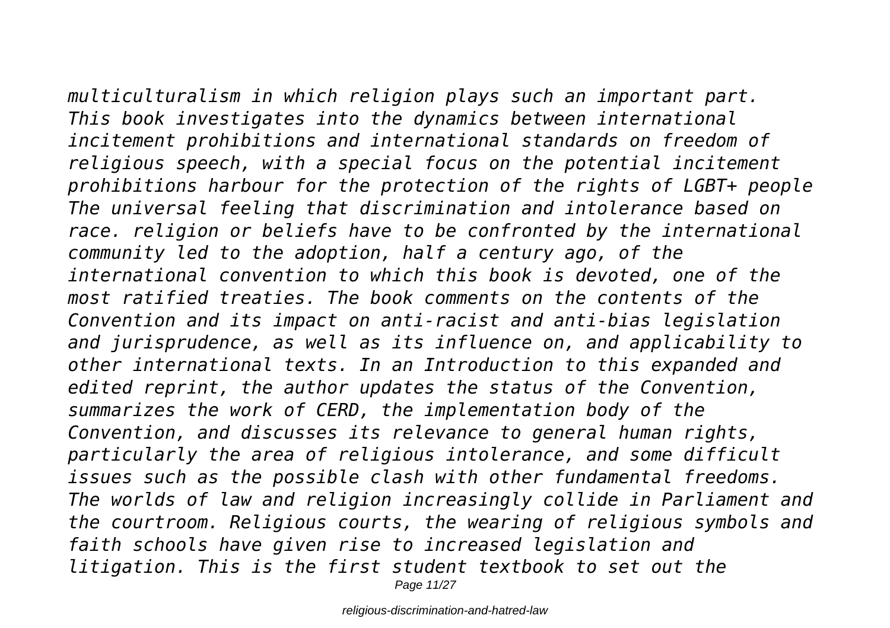*multiculturalism in which religion plays such an important part. This book investigates into the dynamics between international incitement prohibitions and international standards on freedom of religious speech, with a special focus on the potential incitement prohibitions harbour for the protection of the rights of LGBT+ people The universal feeling that discrimination and intolerance based on race. religion or beliefs have to be confronted by the international community led to the adoption, half a century ago, of the international convention to which this book is devoted, one of the most ratified treaties. The book comments on the contents of the Convention and its impact on anti-racist and anti-bias legislation and jurisprudence, as well as its influence on, and applicability to other international texts. In an Introduction to this expanded and edited reprint, the author updates the status of the Convention, summarizes the work of CERD, the implementation body of the Convention, and discusses its relevance to general human rights, particularly the area of religious intolerance, and some difficult issues such as the possible clash with other fundamental freedoms. The worlds of law and religion increasingly collide in Parliament and the courtroom. Religious courts, the wearing of religious symbols and faith schools have given rise to increased legislation and litigation. This is the first student textbook to set out the*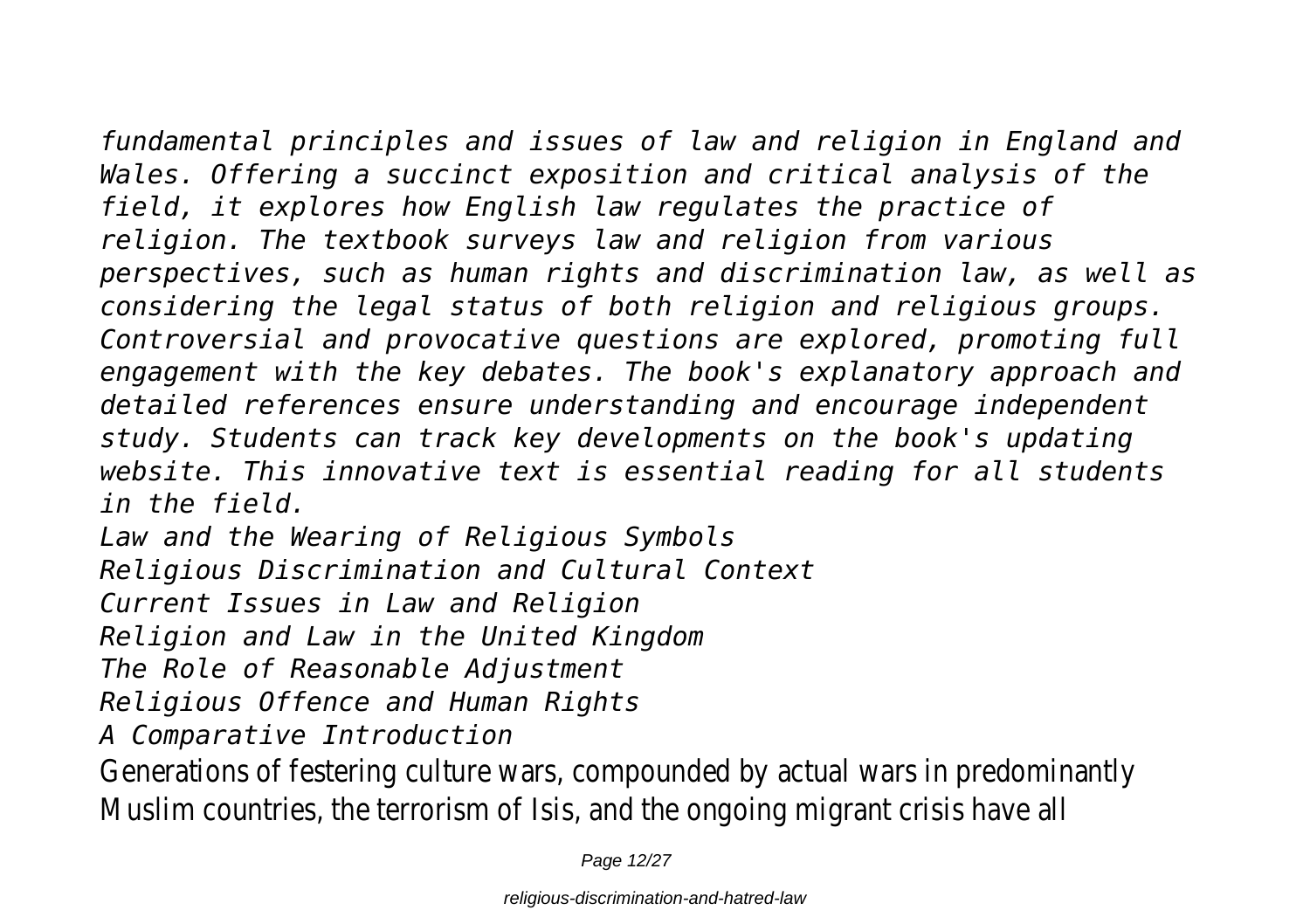*fundamental principles and issues of law and religion in England and Wales. Offering a succinct exposition and critical analysis of the field, it explores how English law regulates the practice of religion. The textbook surveys law and religion from various perspectives, such as human rights and discrimination law, as well as considering the legal status of both religion and religious groups. Controversial and provocative questions are explored, promoting full engagement with the key debates. The book's explanatory approach and detailed references ensure understanding and encourage independent study. Students can track key developments on the book's updating website. This innovative text is essential reading for all students in the field.*

*Law and the Wearing of Religious Symbols*

*Religious Discrimination and Cultural Context*

*Current Issues in Law and Religion*

*Religion and Law in the United Kingdom*

*The Role of Reasonable Adjustment*

*Religious Offence and Human Rights*

*A Comparative Introduction*

Generations of festering culture wars, compounded by actual wars in predominantly Muslim countries, the terrorism of Isis, and the ongoing migrant crisis have all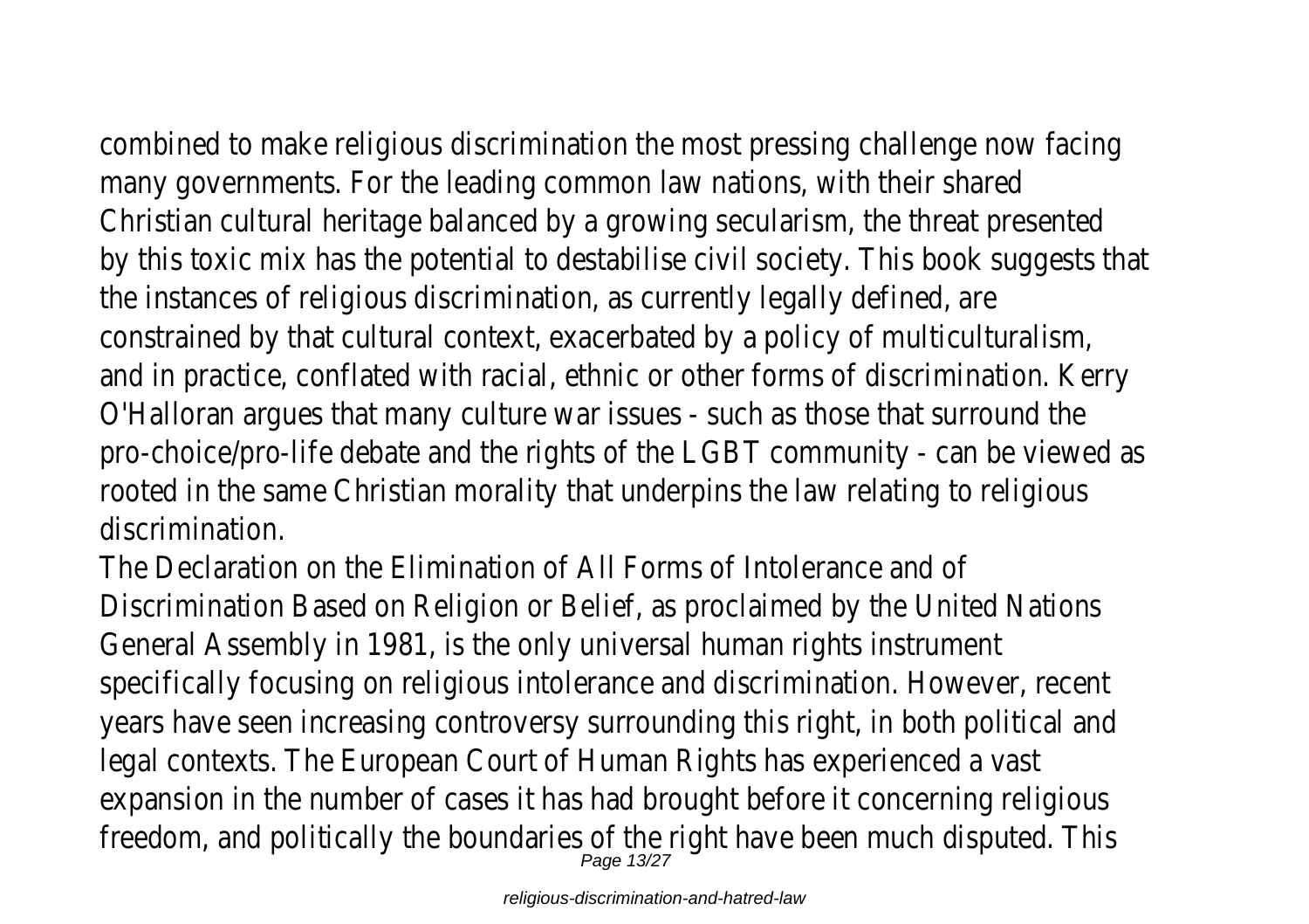combined to make religious discrimination the most pressing challenge now facing many governments. For the leading common law nations, with their shared Christian cultural heritage balanced by a growing secularism, the threat presented by this toxic mix has the potential to destabilise civil society. This book suggests that the instances of religious discrimination, as currently legally defined, are constrained by that cultural context, exacerbated by a policy of multiculturalism, and in practice, conflated with racial, ethnic or other forms of discrimination. Kerry O'Halloran argues that many culture war issues - such as those that surround the pro-choice/pro-life debate and the rights of the LGBT community - can be viewed as rooted in the same Christian morality that underpins the law relating to religious discrimination.

The Declaration on the Elimination of All Forms of Intolerance and of Discrimination Based on Religion or Belief, as proclaimed by the United Nations General Assembly in 1981, is the only universal human rights instrument specifically focusing on religious intolerance and discrimination. However, recent years have seen increasing controversy surrounding this right, in both political and legal contexts. The European Court of Human Rights has experienced a vast expansion in the number of cases it has had brought before it concerning religious freedom, and politically the boundaries of the right have been much disputed. This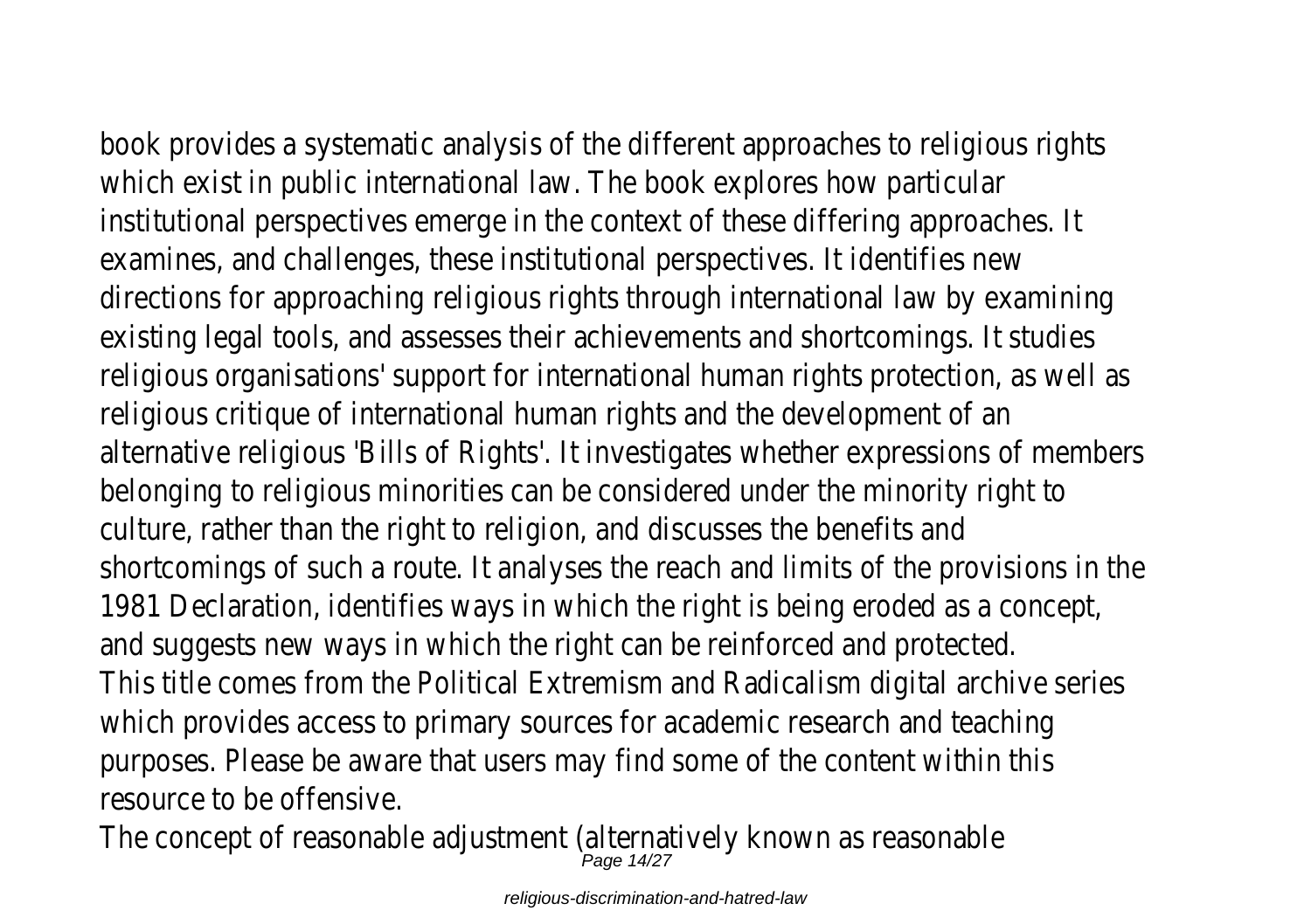book provides a systematic analysis of the different approaches to religious rights which exist in public international law. The book explores how particular institutional perspectives emerge in the context of these differing approaches. It examines, and challenges, these institutional perspectives. It identifies new directions for approaching religious rights through international law by examining existing legal tools, and assesses their achievements and shortcomings. It studies religious organisations' support for international human rights protection, as well as religious critique of international human rights and the development of an alternative religious 'Bills of Rights'. It investigates whether expressions of members belonging to religious minorities can be considered under the minority right to culture, rather than the right to religion, and discusses the benefits and shortcomings of such a route. It analyses the reach and limits of the provisions in the 1981 Declaration, identifies ways in which the right is being eroded as a concept, and suggests new ways in which the right can be reinforced and protected.

This title comes from the Political Extremism and Radicalism digital archive series which provides access to primary sources for academic research and teaching purposes. Please be aware that users may find some of the content within this resource to be offensive.

The concept of reasonable adjustment (alternatively known as reasonable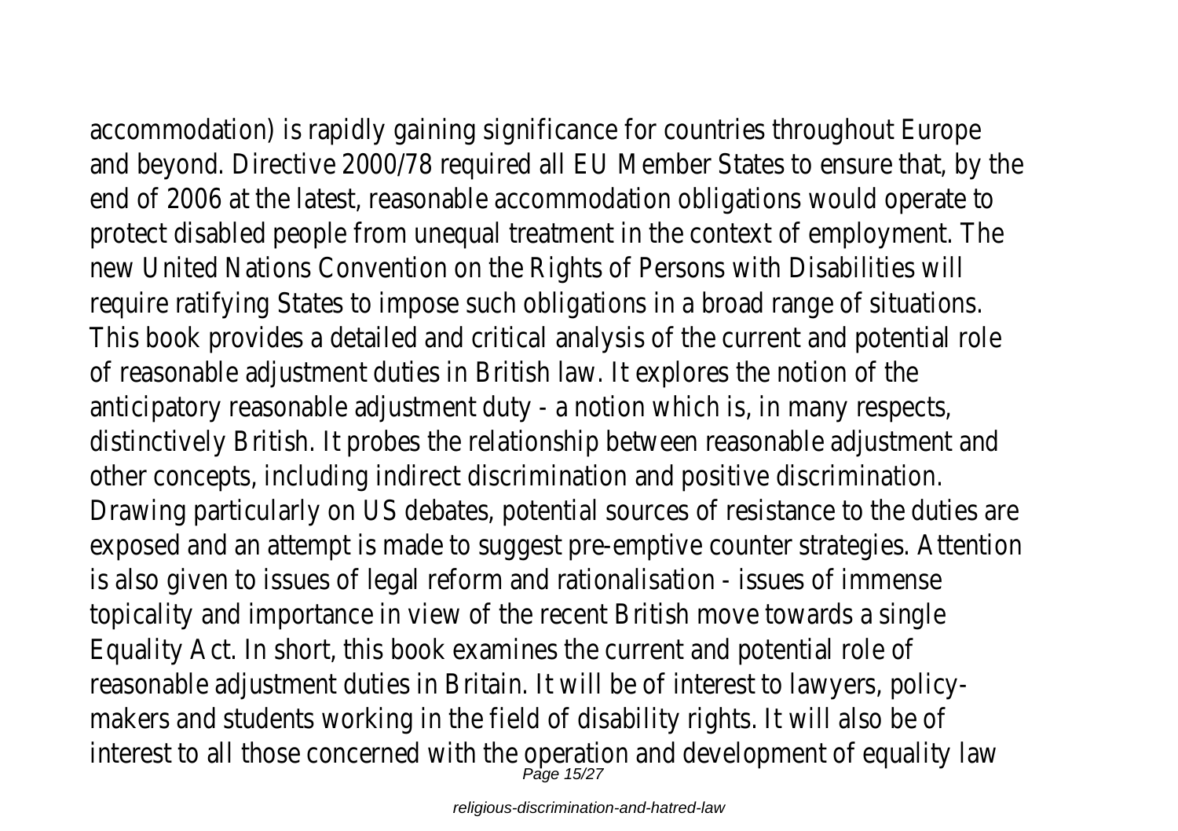accommodation) is rapidly gaining significance for countries throughout Europe and beyond. Directive 2000/78 required all EU Member States to ensure that, by the end of 2006 at the latest, reasonable accommodation obligations would operate to protect disabled people from unequal treatment in the context of employment. The new United Nations Convention on the Rights of Persons with Disabilities will require ratifying States to impose such obligations in a broad range of situations. This book provides a detailed and critical analysis of the current and potential role of reasonable adjustment duties in British law. It explores the notion of the anticipatory reasonable adjustment duty - a notion which is, in many respects, distinctively British. It probes the relationship between reasonable adjustment and other concepts, including indirect discrimination and positive discrimination. Drawing particularly on US debates, potential sources of resistance to the duties are exposed and an attempt is made to suggest pre-emptive counter strategies. Attention is also given to issues of legal reform and rationalisation - issues of immense topicality and importance in view of the recent British move towards a single Equality Act. In short, this book examines the current and potential role of reasonable adjustment duties in Britain. It will be of interest to lawyers, policy-makers and students working in the field of disability rights. It will also be of interest to all those concerned with the operation and development of equality law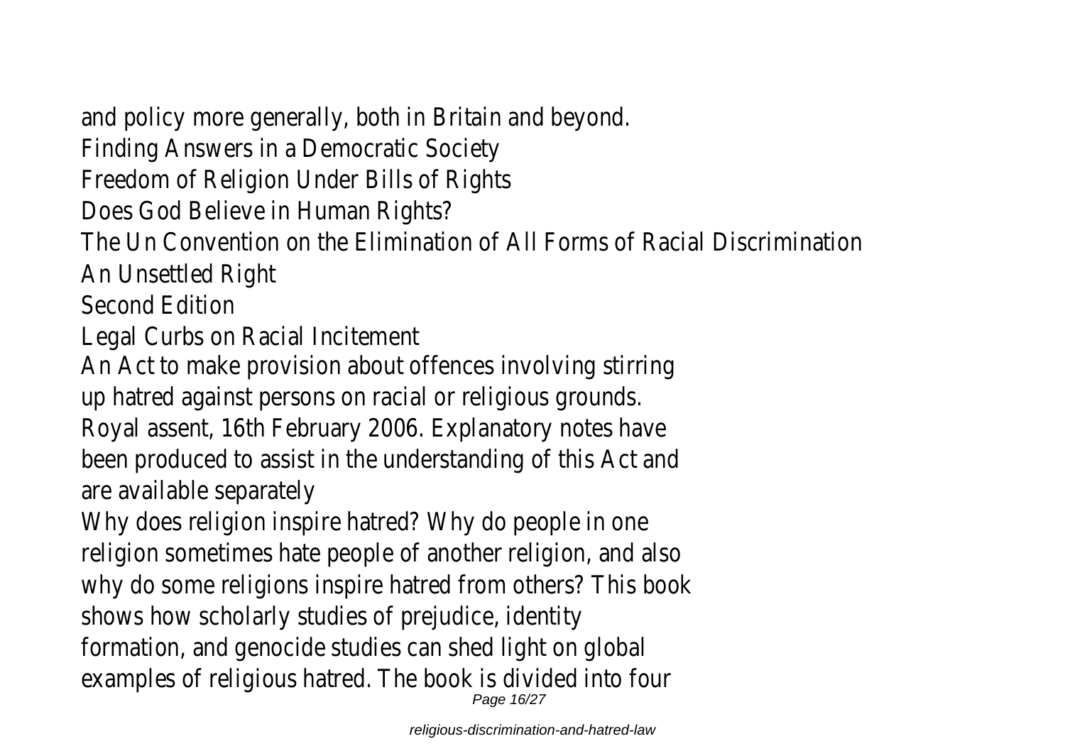and policy more generally, both in Britain and beyond.

Finding Answers in a Democratic Society

Freedom of Religion Under Bills of Rights

Does God Believe in Human Rights?

The Un Convention on the Elimination of All Forms of Racial Discrimination

An Unsettled Right

Second Edition

Legal Curbs on Racial Incitement

An Act to make provision about offences involving stirring up hatred against persons on racial or religious grounds. Royal assent, 16th February 2006. Explanatory notes have been produced to assist in the understanding of this Act and are available separately

Why does religion inspire hatred? Why do people in one religion sometimes hate people of another religion, and also why do some religions inspire hatred from others? This book shows how scholarly studies of prejudice, identity formation, and genocide studies can shed light on global examples of religious hatred. The book is divided into four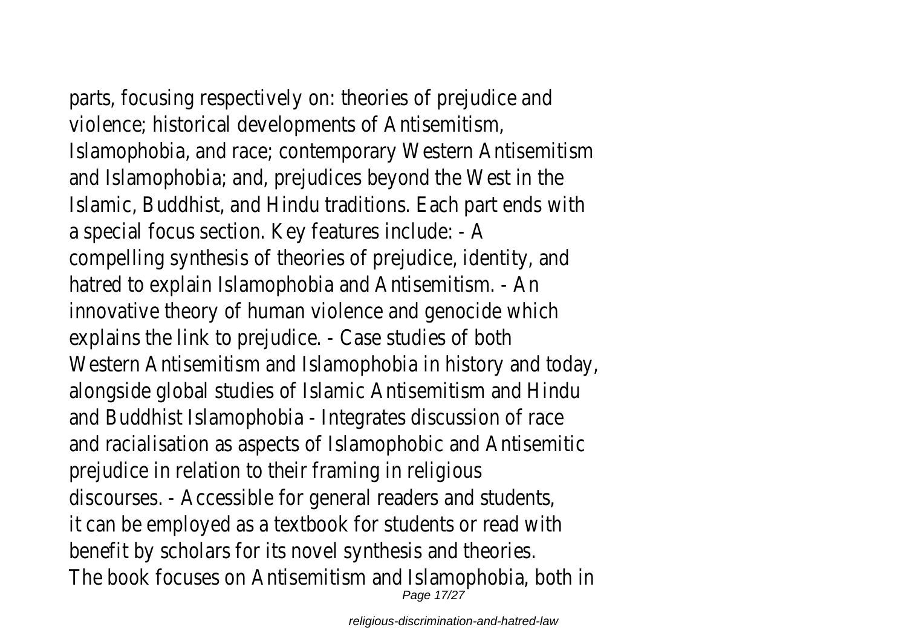parts, focusing respectively on: theories of prejudice and violence; historical developments of Antisemitism, Islamophobia, and race; contemporary Western Antisemitism and Islamophobia; and, prejudices beyond the West in the Islamic, Buddhist, and Hindu traditions. Each part ends with a special focus section. Key features include: - A compelling synthesis of theories of prejudice, identity, and hatred to explain Islamophobia and Antisemitism. - An innovative theory of human violence and genocide which explains the link to prejudice. - Case studies of both Western Antisemitism and Islamophobia in history and today, alongside global studies of Islamic Antisemitism and Hindu and Buddhist Islamophobia - Integrates discussion of race and racialisation as aspects of Islamophobic and Antisemitic prejudice in relation to their framing in religious discourses. - Accessible for general readers and students, it can be employed as a textbook for students or read with benefit by scholars for its novel synthesis and theories. The book focuses on Antisemitism and Islamophobia, both in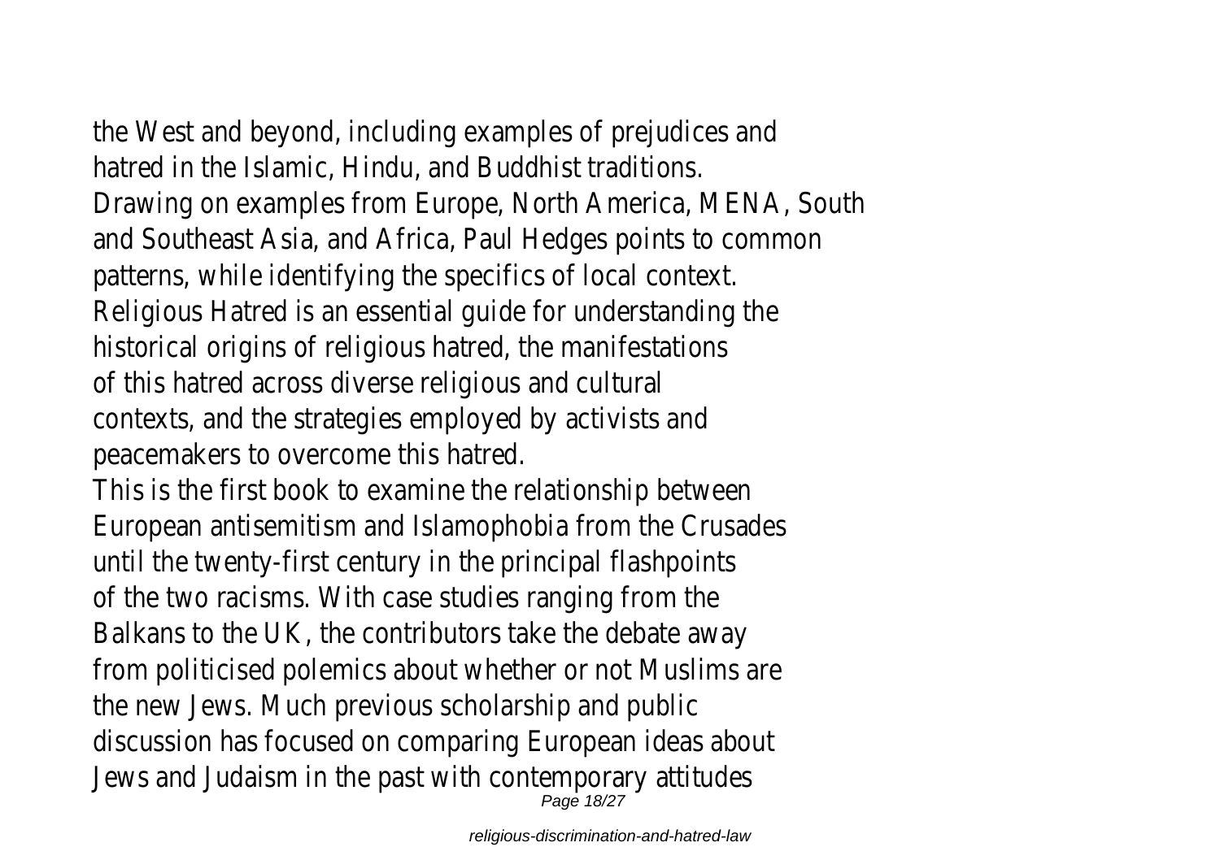the West and beyond, including examples of prejudices and hatred in the Islamic, Hindu, and Buddhist traditions. Drawing on examples from Europe, North America, MENA, South and Southeast Asia, and Africa, Paul Hedges points to common patterns, while identifying the specifics of local context. Religious Hatred is an essential guide for understanding the historical origins of religious hatred, the manifestations of this hatred across diverse religious and cultural contexts, and the strategies employed by activists and peacemakers to overcome this hatred.

This is the first book to examine the relationship between European antisemitism and Islamophobia from the Crusades until the twenty-first century in the principal flashpoints of the two racisms. With case studies ranging from the Balkans to the UK, the contributors take the debate away from politicised polemics about whether or not Muslims are the new Jews. Much previous scholarship and public discussion has focused on comparing European ideas about Jews and Judaism in the past with contemporary attitudes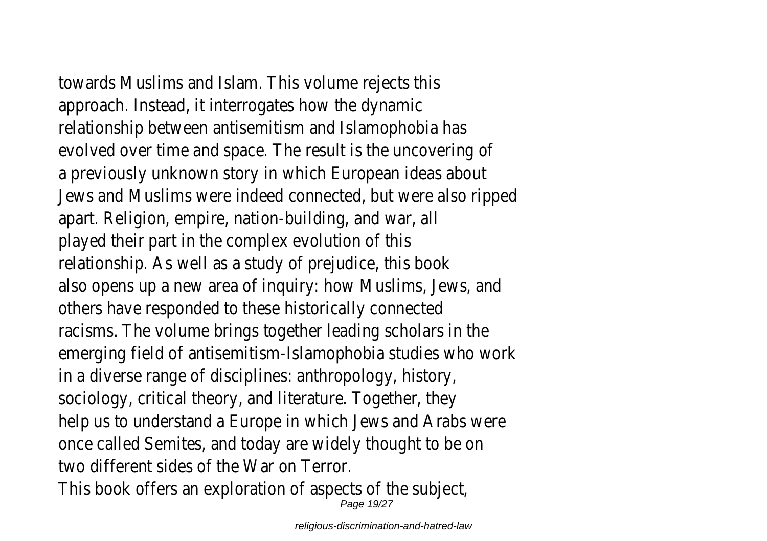towards Muslims and Islam. This volume rejects this approach. Instead, it interrogates how the dynamic relationship between antisemitism and Islamophobia has evolved over time and space. The result is the uncovering of a previously unknown story in which European ideas about Jews and Muslims were indeed connected, but were also ripped apart. Religion, empire, nation-building, and war, all played their part in the complex evolution of this relationship. As well as a study of prejudice, this book also opens up a new area of inquiry: how Muslims, Jews, and others have responded to these historically connected racisms. The volume brings together leading scholars in the emerging field of antisemitism-Islamophobia studies who work in a diverse range of disciplines: anthropology, history, sociology, critical theory, and literature. Together, they help us to understand a Europe in which Jews and Arabs were once called Semites, and today are widely thought to be on two different sides of the War on Terror.

This book offers an exploration of aspects of the subject,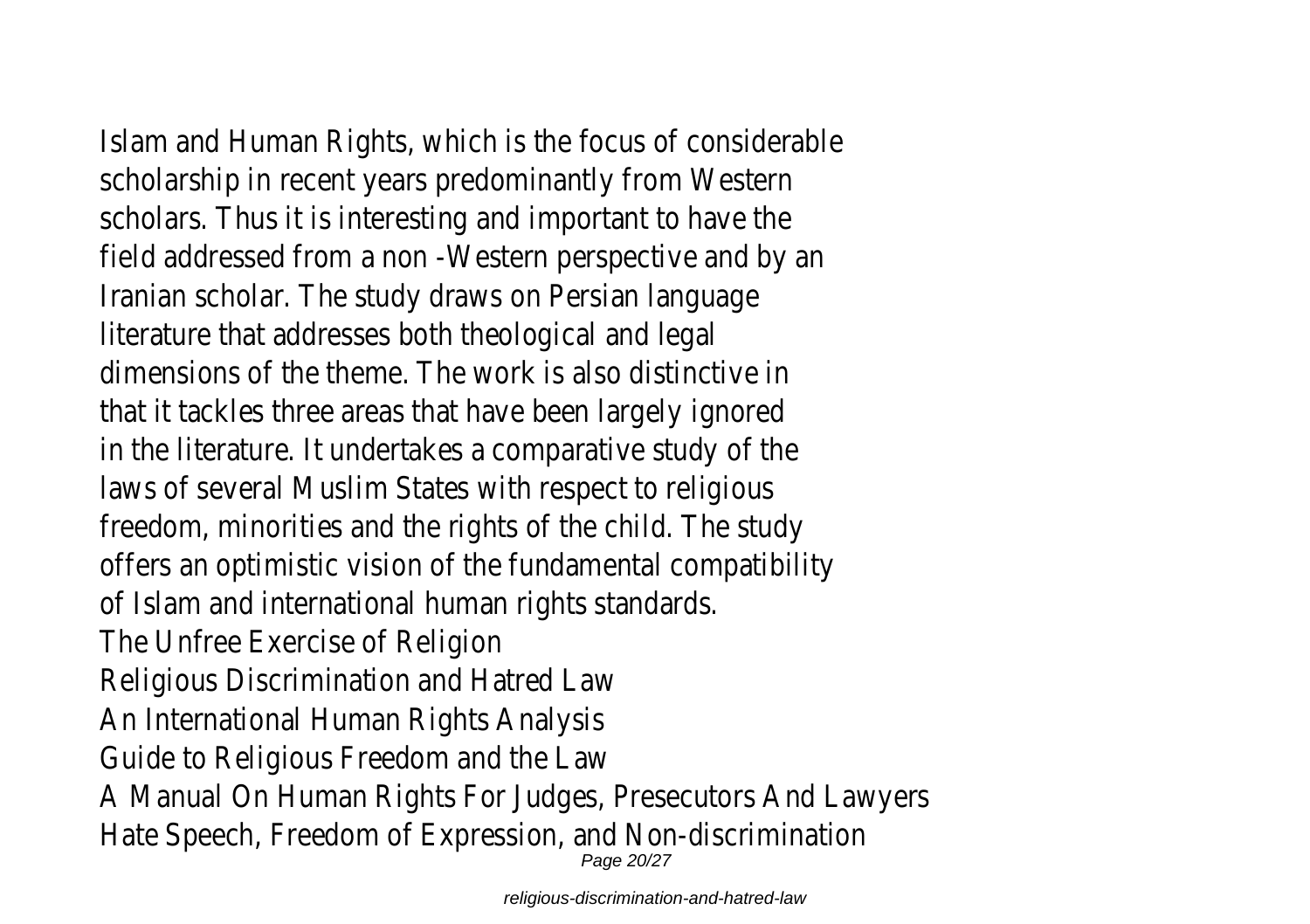Islam and Human Rights, which is the focus of considerable scholarship in recent years predominantly from Western scholars. Thus it is interesting and important to have the field addressed from a non -Western perspective and by an Iranian scholar. The study draws on Persian language literature that addresses both theological and legal dimensions of the theme. The work is also distinctive in that it tackles three areas that have been largely ignored in the literature. It undertakes a comparative study of the laws of several Muslim States with respect to religious freedom, minorities and the rights of the child. The study offers an optimistic vision of the fundamental compatibility of Islam and international human rights standards.

The Unfree Exercise of Religion

Religious Discrimination and Hatred Law

An International Human Rights Analysis

Guide to Religious Freedom and the Law

A Manual On Human Rights For Judges, Presecutors And Lawyers

Hate Speech, Freedom of Expression, and Non-discrimination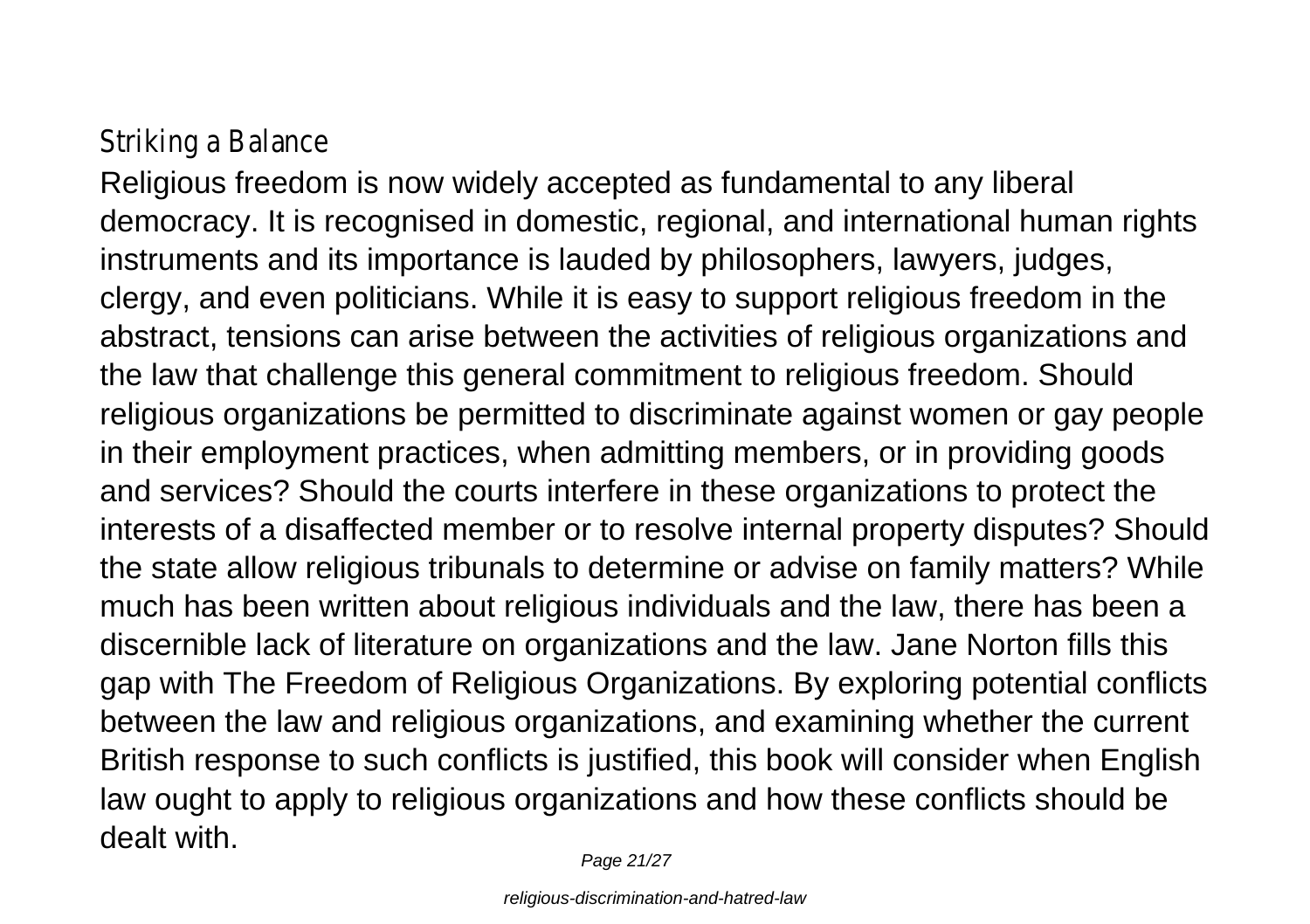## Striking a Balance

Religious freedom is now widely accepted as fundamental to any liberal democracy. It is recognised in domestic, regional, and international human rights instruments and its importance is lauded by philosophers, lawyers, judges, clergy, and even politicians. While it is easy to support religious freedom in the abstract, tensions can arise between the activities of religious organizations and the law that challenge this general commitment to religious freedom. Should religious organizations be permitted to discriminate against women or gay people in their employment practices, when admitting members, or in providing goods and services? Should the courts interfere in these organizations to protect the interests of a disaffected member or to resolve internal property disputes? Should the state allow religious tribunals to determine or advise on family matters? While much has been written about religious individuals and the law, there has been a discernible lack of literature on organizations and the law. Jane Norton fills this gap with The Freedom of Religious Organizations. By exploring potential conflicts between the law and religious organizations, and examining whether the current British response to such conflicts is justified, this book will consider when English law ought to apply to religious organizations and how these conflicts should be dealt with.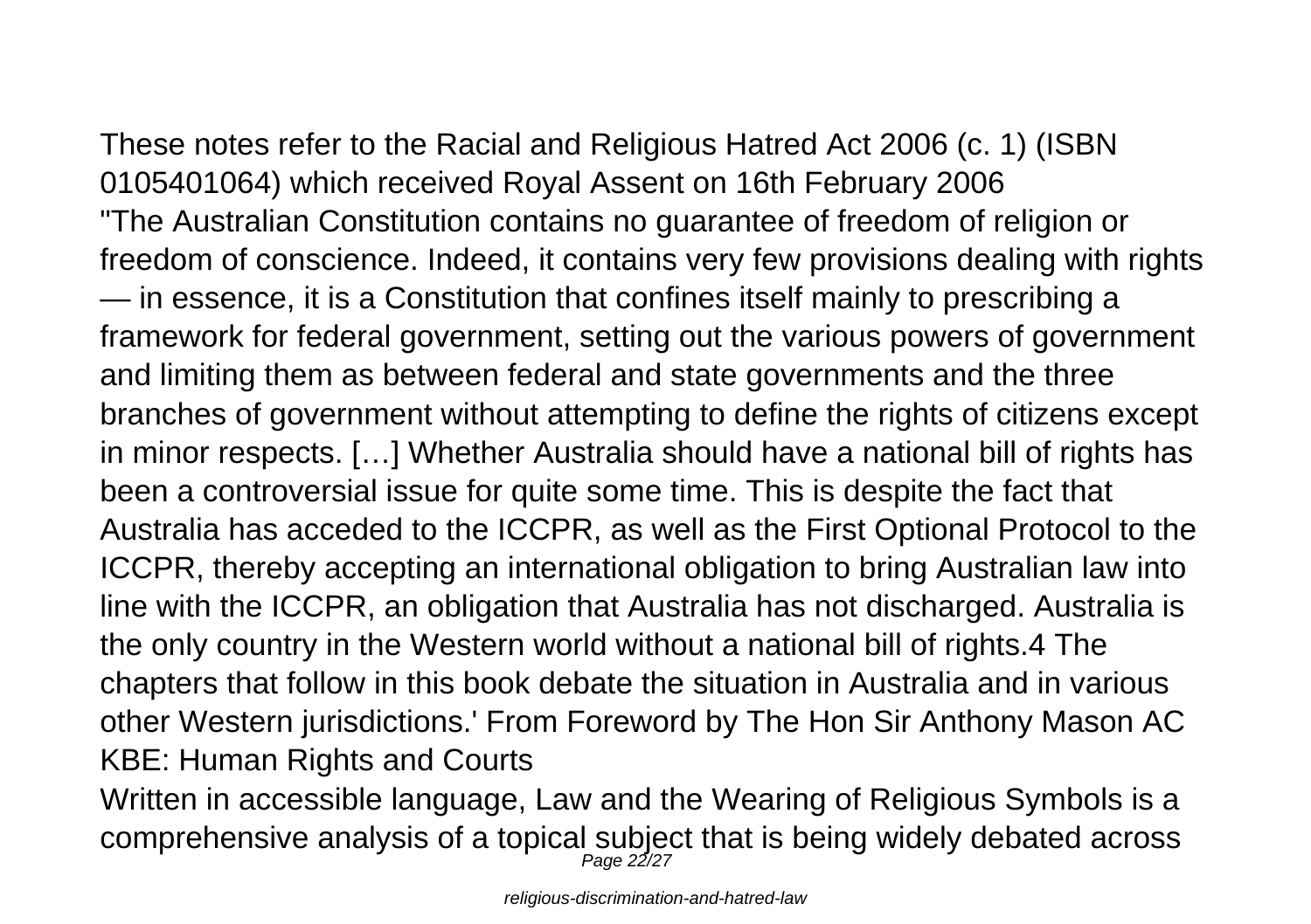These notes refer to the Racial and Religious Hatred Act 2006 (c. 1) (ISBN 0105401064) which received Royal Assent on 16th February 2006

"The Australian Constitution contains no guarantee of freedom of religion or freedom of conscience. Indeed, it contains very few provisions dealing with rights — in essence, it is a Constitution that confines itself mainly to prescribing a framework for federal government, setting out the various powers of government and limiting them as between federal and state governments and the three branches of government without attempting to define the rights of citizens except in minor respects. […] Whether Australia should have a national bill of rights has been a controversial issue for quite some time. This is despite the fact that Australia has acceded to the ICCPR, as well as the First Optional Protocol to the ICCPR, thereby accepting an international obligation to bring Australian law into line with the ICCPR, an obligation that Australia has not discharged. Australia is the only country in the Western world without a national bill of rights.4 The chapters that follow in this book debate the situation in Australia and in various other Western jurisdictions.' From Foreword by The Hon Sir Anthony Mason AC KBE: Human Rights and Courts

Written in accessible language, Law and the Wearing of Religious Symbols is a comprehensive analysis of a topical subject that is being widely debated across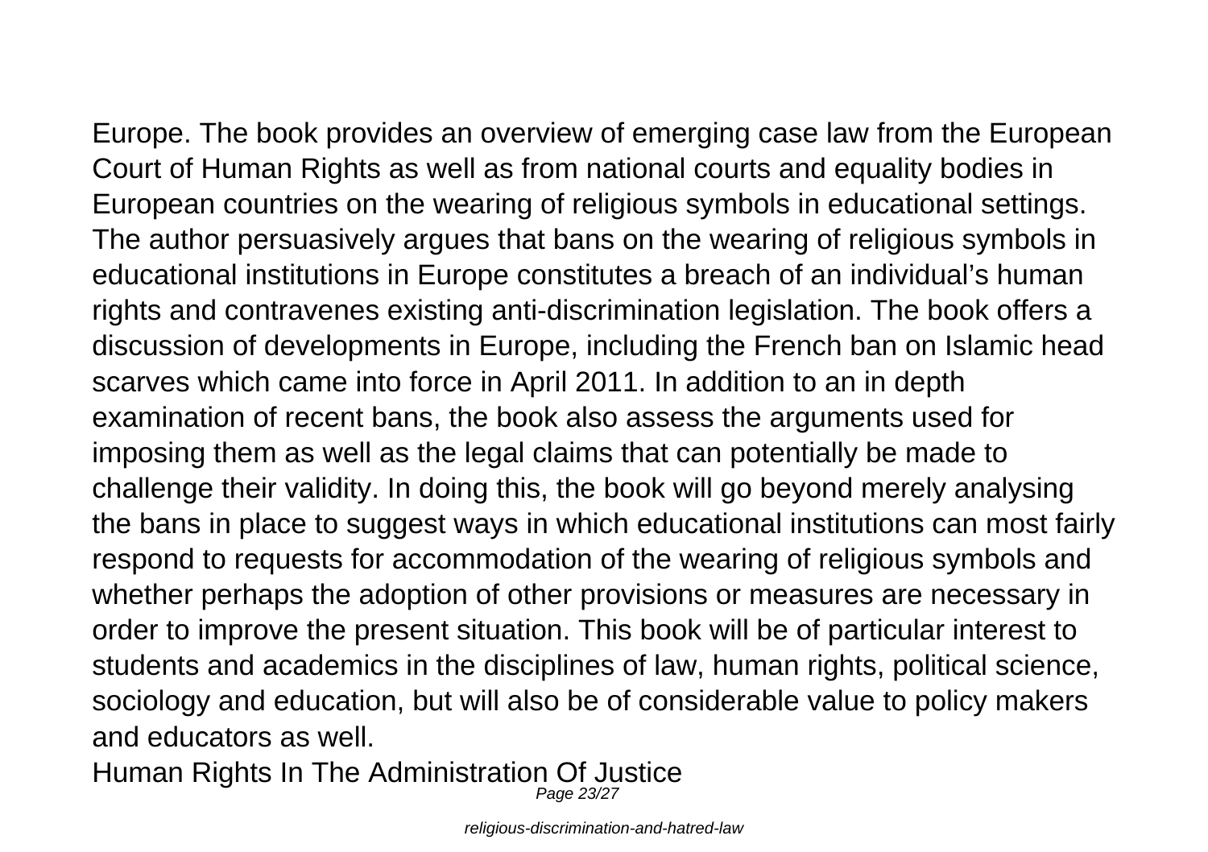Europe. The book provides an overview of emerging case law from the European Court of Human Rights as well as from national courts and equality bodies in European countries on the wearing of religious symbols in educational settings. The author persuasively argues that bans on the wearing of religious symbols in educational institutions in Europe constitutes a breach of an individual's human rights and contravenes existing anti-discrimination legislation. The book offers a discussion of developments in Europe, including the French ban on Islamic head scarves which came into force in April 2011. In addition to an in depth examination of recent bans, the book also assess the arguments used for imposing them as well as the legal claims that can potentially be made to challenge their validity. In doing this, the book will go beyond merely analysing the bans in place to suggest ways in which educational institutions can most fairly respond to requests for accommodation of the wearing of religious symbols and whether perhaps the adoption of other provisions or measures are necessary in order to improve the present situation. This book will be of particular interest to students and academics in the disciplines of law, human rights, political science, sociology and education, but will also be of considerable value to policy makers and educators as well.

## Human Rights In The Administration Of Justice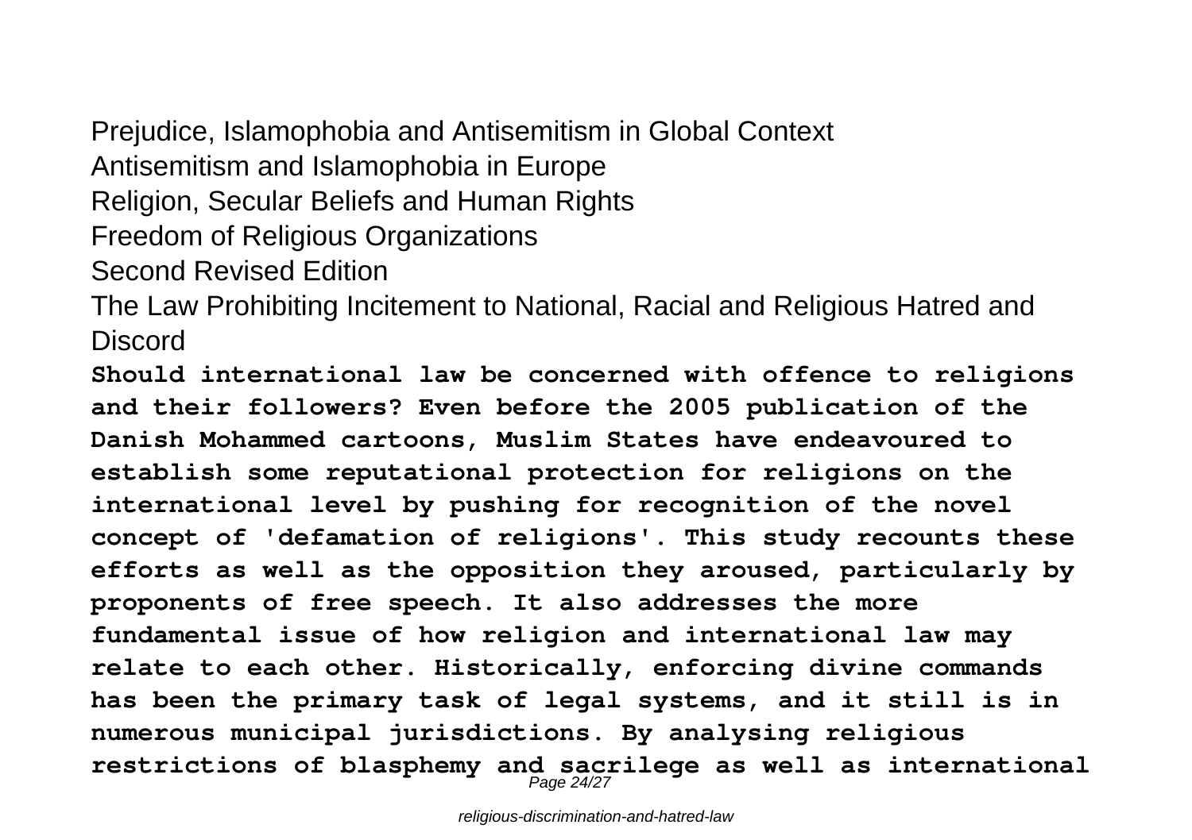Prejudice, Islamophobia and Antisemitism in Global Context

Antisemitism and Islamophobia in Europe

Religion, Secular Beliefs and Human Rights

Freedom of Religious Organizations

Second Revised Edition

The Law Prohibiting Incitement to National, Racial and Religious Hatred and Discord

**Should international law be concerned with offence to religions and their followers? Even before the 2005 publication of the Danish Mohammed cartoons, Muslim States have endeavoured to establish some reputational protection for religions on the international level by pushing for recognition of the novel concept of 'defamation of religions'. This study recounts these efforts as well as the opposition they aroused, particularly by proponents of free speech. It also addresses the more fundamental issue of how religion and international law may relate to each other. Historically, enforcing divine commands has been the primary task of legal systems, and it still is in numerous municipal jurisdictions. By analysing religious restrictions of blasphemy and sacrilege as well as international**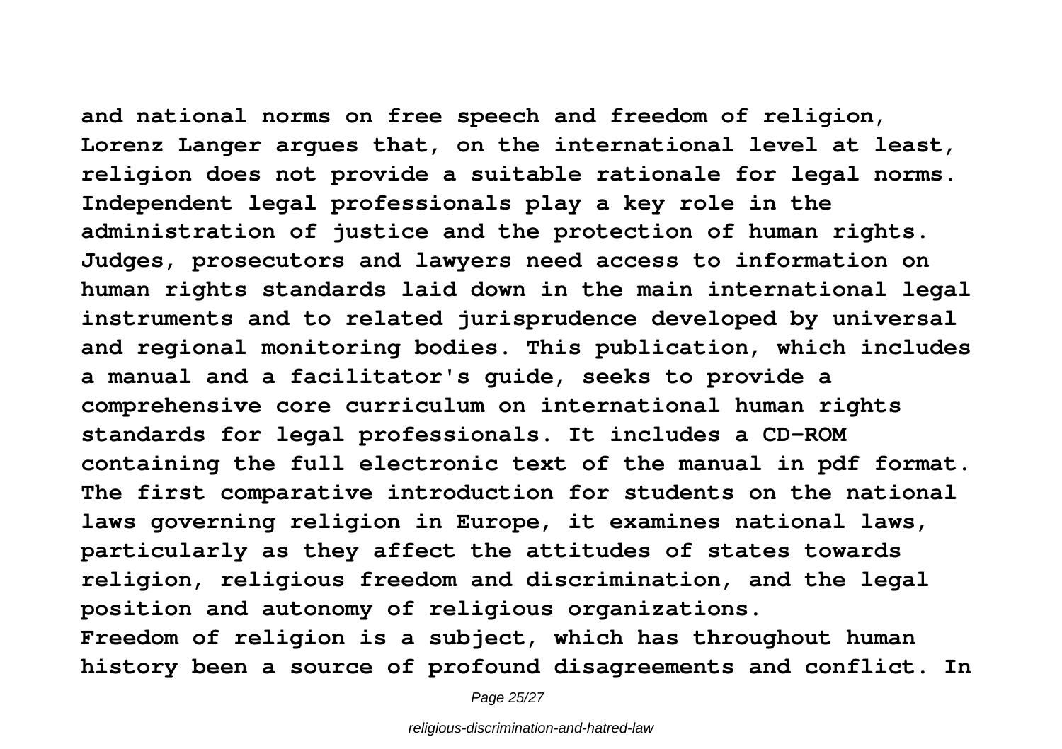**and national norms on free speech and freedom of religion, Lorenz Langer argues that, on the international level at least, religion does not provide a suitable rationale for legal norms. Independent legal professionals play a key role in the administration of justice and the protection of human rights. Judges, prosecutors and lawyers need access to information on human rights standards laid down in the main international legal instruments and to related jurisprudence developed by universal and regional monitoring bodies. This publication, which includes a manual and a facilitator's guide, seeks to provide a comprehensive core curriculum on international human rights standards for legal professionals. It includes a CD-ROM containing the full electronic text of the manual in pdf format. The first comparative introduction for students on the national laws governing religion in Europe, it examines national laws, particularly as they affect the attitudes of states towards religion, religious freedom and discrimination, and the legal position and autonomy of religious organizations.**

**Freedom of religion is a subject, which has throughout human history been a source of profound disagreements and conflict. In**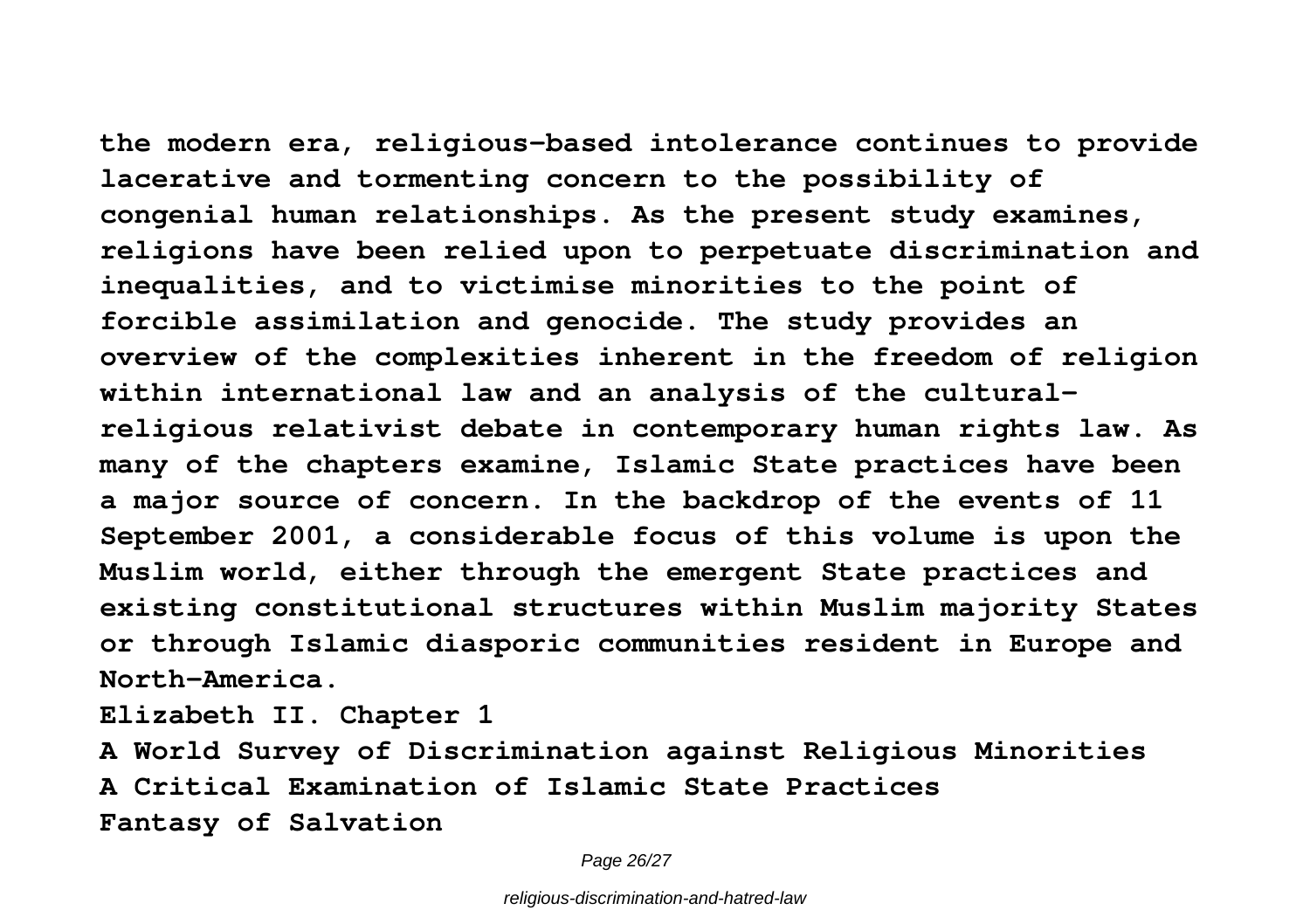**the modern era, religious-based intolerance continues to provide lacerative and tormenting concern to the possibility of congenial human relationships. As the present study examines, religions have been relied upon to perpetuate discrimination and inequalities, and to victimise minorities to the point of forcible assimilation and genocide. The study provides an overview of the complexities inherent in the freedom of religion within international law and an analysis of the cultural-religious relativist debate in contemporary human rights law. As many of the chapters examine, Islamic State practices have been a major source of concern. In the backdrop of the events of 11 September 2001, a considerable focus of this volume is upon the Muslim world, either through the emergent State practices and existing constitutional structures within Muslim majority States or through Islamic diasporic communities resident in Europe and North-America.**

**Elizabeth II. Chapter 1**

**A World Survey of Discrimination against Religious Minorities**

**A Critical Examination of Islamic State Practices**

**Fantasy of Salvation**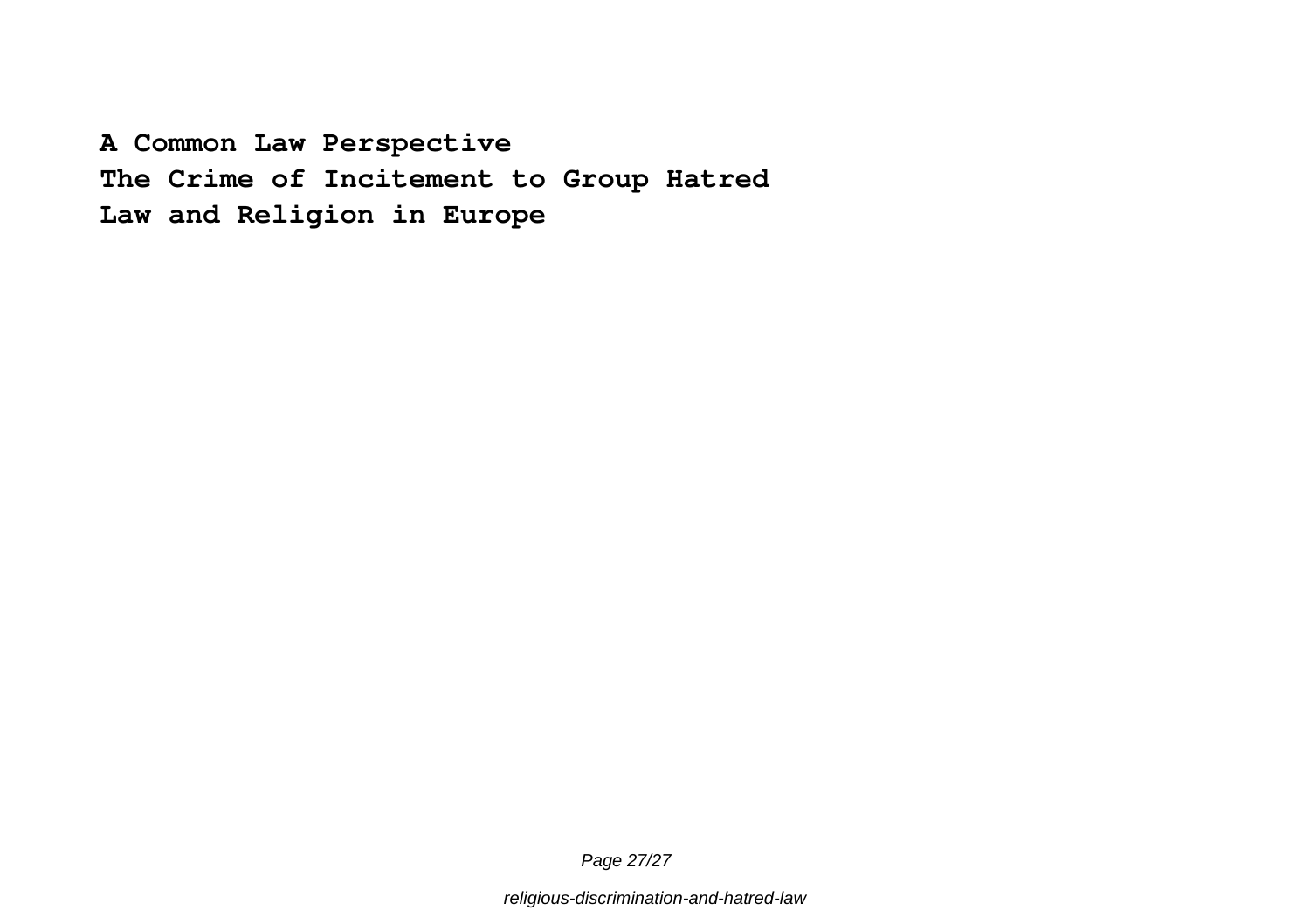**A Common Law Perspective**
**The Crime of Incitement to Group Hatred**
**Law and Religion in Europe**